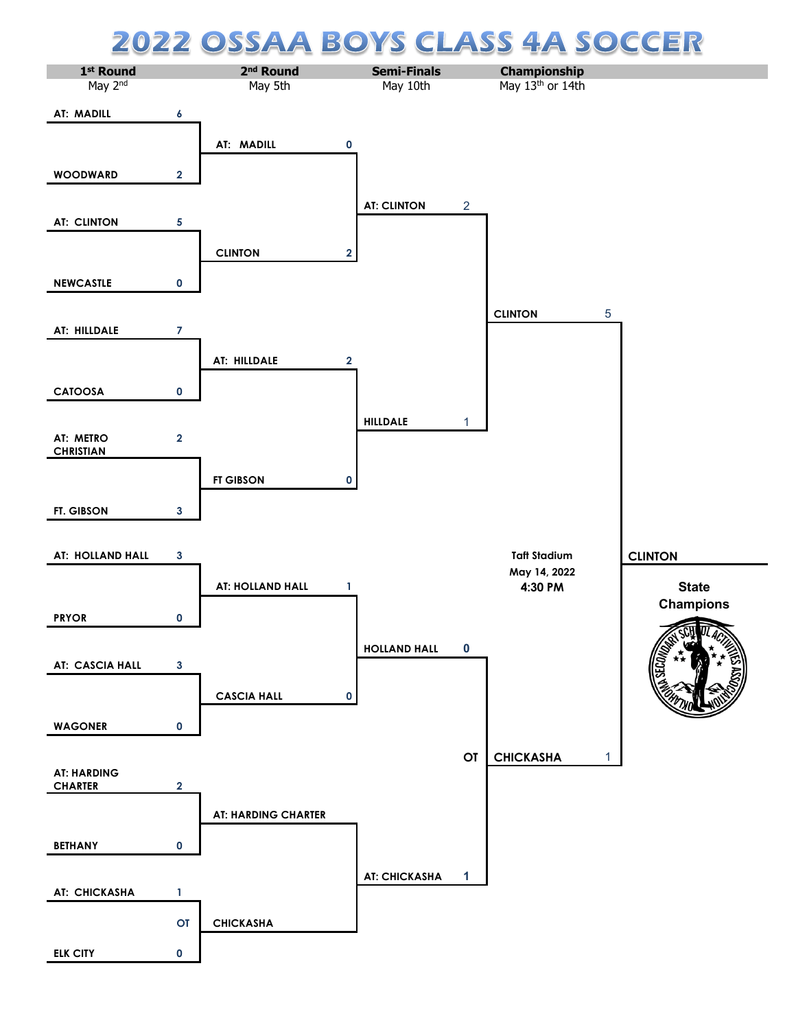# 2022 OSSAA BOYS CLASS 4A SOCCER

| 1st Round | 2nd Round | Semi-Finals | Championship |
|---|---|---|---|
| May 2nd | May 5th | May 10th | May 13th or 14th |

## 1st Round (May 2nd)

| Team | Score |
|---|---|
| AT: MADILL | 6 |
| WOODWARD | 2 |
| AT: CLINTON | 5 |
| NEWCASTLE | 0 |
| AT: HILLDALE | 7 |
| CATOOSA | 0 |
| AT: METRO CHRISTIAN | 2 |
| FT. GIBSON | 3 |
| AT: HOLLAND HALL | 3 |
| PRYOR | 0 |
| AT: CASCIA HALL | 3 |
| WAGONER | 0 |
| AT: HARDING CHARTER | 2 |
| BETHANY | 0 |
| AT: CHICKASHA | 1 |
| ELK CITY | 0 (OT) |

## 2nd Round (May 5th)

| Team | Score |
|---|---|
| AT: MADILL | 0 |
| CLINTON | 2 |
| AT: HILLDALE | 2 |
| FT GIBSON | 0 |
| AT: HOLLAND HALL | 1 |
| CASCIA HALL | 0 |
| AT: HARDING CHARTER | |
| CHICKASHA | |

## Semi-Finals (May 10th)

| Team | Score |
|---|---|
| AT: CLINTON | 2 |
| HILLDALE | 1 |
| HOLLAND HALL | 0 |
| AT: CHICKASHA | 1 (OT) |

## Championship (May 13th or 14th)

Taft Stadium
May 14, 2022
4:30 PM

| Team | Score |
|---|---|
| CLINTON | 5 |
| CHICKASHA | 1 |

**CLINTON**

State Champions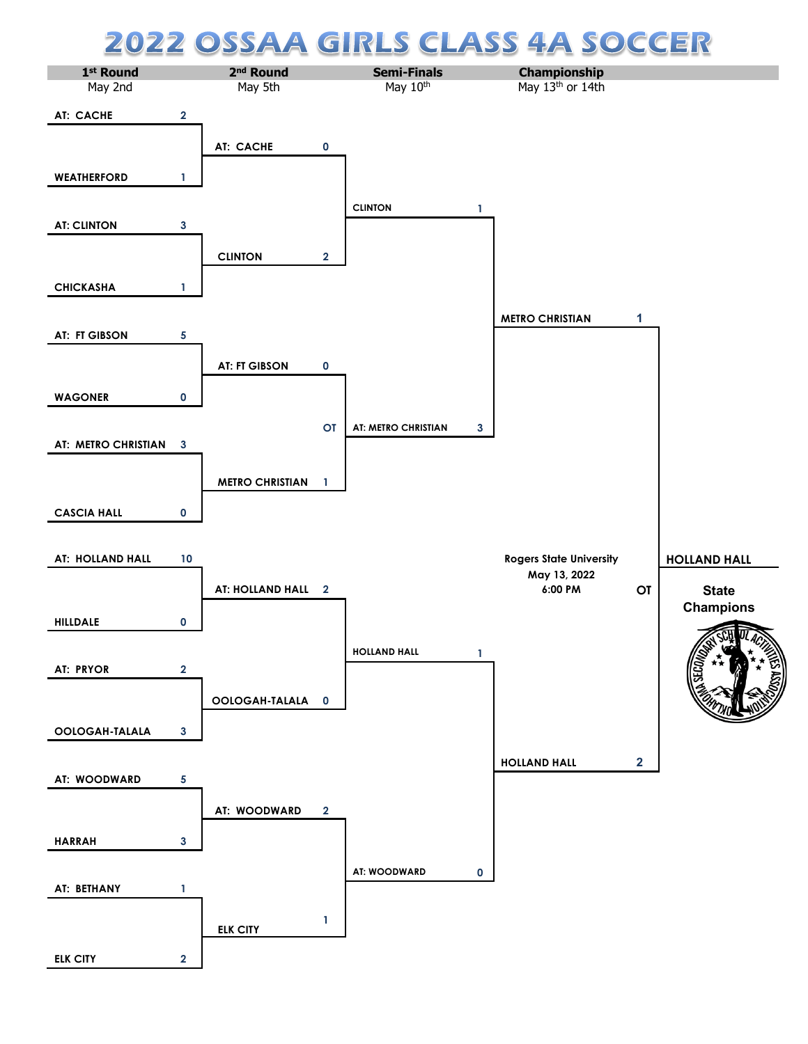# 2022 OSSAA GIRLS CLASS 4A SOCCER

| 1st Round | 2nd Round | Semi-Finals | Championship |
|---|---|---|---|
| May 2nd | May 5th | May 10th | May 13th or 14th |

**1st Round – May 2nd**

AT: CACHE 2
WEATHERFORD 1

AT: CLINTON 3
CHICKASHA 1

AT: FT GIBSON 5
WAGONER 0

AT: METRO CHRISTIAN 3
CASCIA HALL 0

AT: HOLLAND HALL 10
HILLDALE 0

AT: PRYOR 2
OOLOGAH-TALALA 3

AT: WOODWARD 5
HARRAH 3

AT: BETHANY 1
ELK CITY 2

**2nd Round – May 5th**

AT: CACHE 0
CLINTON 2

AT: FT GIBSON 0
OT
METRO CHRISTIAN 1

AT: HOLLAND HALL 2
OOLOGAH-TALALA 0

AT: WOODWARD 2
ELK CITY 1

**Semi-Finals – May 10th**

CLINTON 1
AT: METRO CHRISTIAN 3

HOLLAND HALL 1
AT: WOODWARD 0

**Championship – May 13th or 14th**

Rogers State University
May 13, 2022
6:00 PM

METRO CHRISTIAN 1
OT
HOLLAND HALL 2

**HOLLAND HALL**

State Champions

OKLAHOMA SECONDARY SCHOOL ACTIVITIES ASSOCIATION